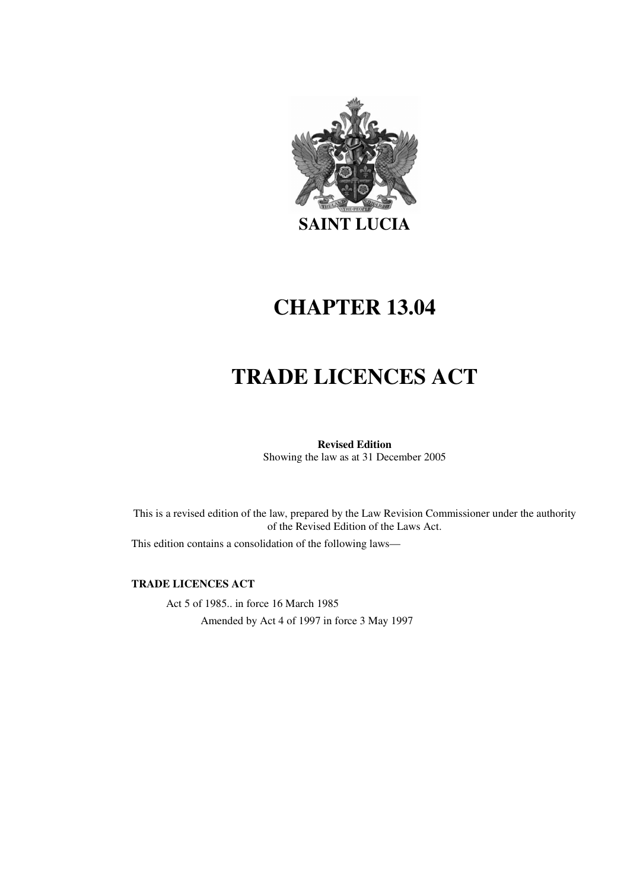**SAINT LUCIA**

# CHAPTER 13.04

# TRADE LICENCES ACT

**Revised Edition**
Showing the law as at 31 December 2005

This is a revised edition of the law, prepared by the Law Revision Commissioner under the authority of the Revised Edition of the Laws Act.

This edition contains a consolidation of the following laws—

**TRADE LICENCES ACT**

Act 5 of 1985.. in force 16 March 1985

Amended by Act 4 of 1997 in force 3 May 1997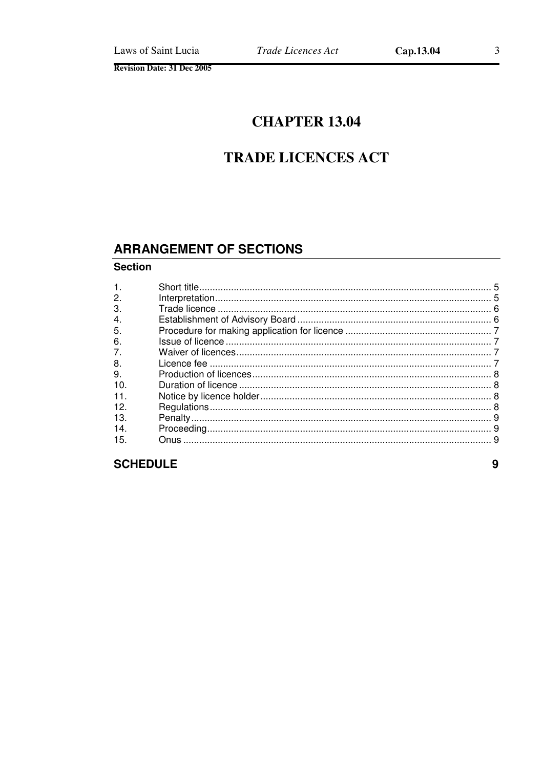# CHAPTER 13.04

# TRADE LICENCES ACT

## ARRANGEMENT OF SECTIONS

**Section**

| | | |
|---|---|---|
| 1. | Short title | 5 |
| 2. | Interpretation | 5 |
| 3. | Trade licence | 6 |
| 4. | Establishment of Advisory Board | 6 |
| 5. | Procedure for making application for licence | 7 |
| 6. | Issue of licence | 7 |
| 7. | Waiver of licences | 7 |
| 8. | Licence fee | 7 |
| 9. | Production of licences | 8 |
| 10. | Duration of licence | 8 |
| 11. | Notice by licence holder | 8 |
| 12. | Regulations | 8 |
| 13. | Penalty | 9 |
| 14. | Proceeding | 9 |
| 15. | Onus | 9 |

**SCHEDULE** **9**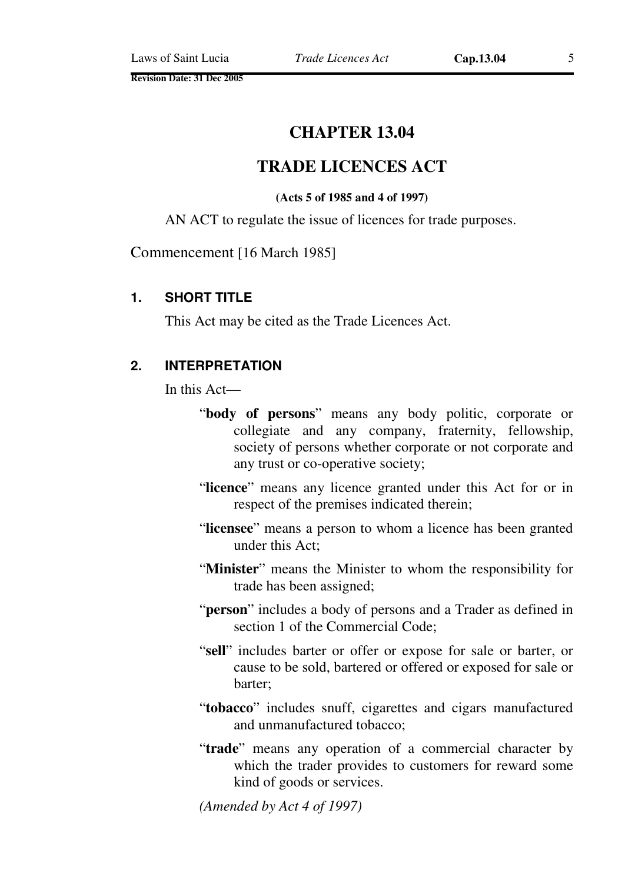# CHAPTER 13.04

# TRADE LICENCES ACT

**(Acts 5 of 1985 and 4 of 1997)**

AN ACT to regulate the issue of licences for trade purposes.

Commencement [16 March 1985]

### 1. SHORT TITLE

This Act may be cited as the Trade Licences Act.

### 2. INTERPRETATION

In this Act—

"**body of persons**" means any body politic, corporate or collegiate and any company, fraternity, fellowship, society of persons whether corporate or not corporate and any trust or co-operative society;

"**licence**" means any licence granted under this Act for or in respect of the premises indicated therein;

"**licensee**" means a person to whom a licence has been granted under this Act;

"**Minister**" means the Minister to whom the responsibility for trade has been assigned;

"**person**" includes a body of persons and a Trader as defined in section 1 of the Commercial Code;

"**sell**" includes barter or offer or expose for sale or barter, or cause to be sold, bartered or offered or exposed for sale or barter;

"**tobacco**" includes snuff, cigarettes and cigars manufactured and unmanufactured tobacco;

"**trade**" means any operation of a commercial character by which the trader provides to customers for reward some kind of goods or services.

*(Amended by Act 4 of 1997)*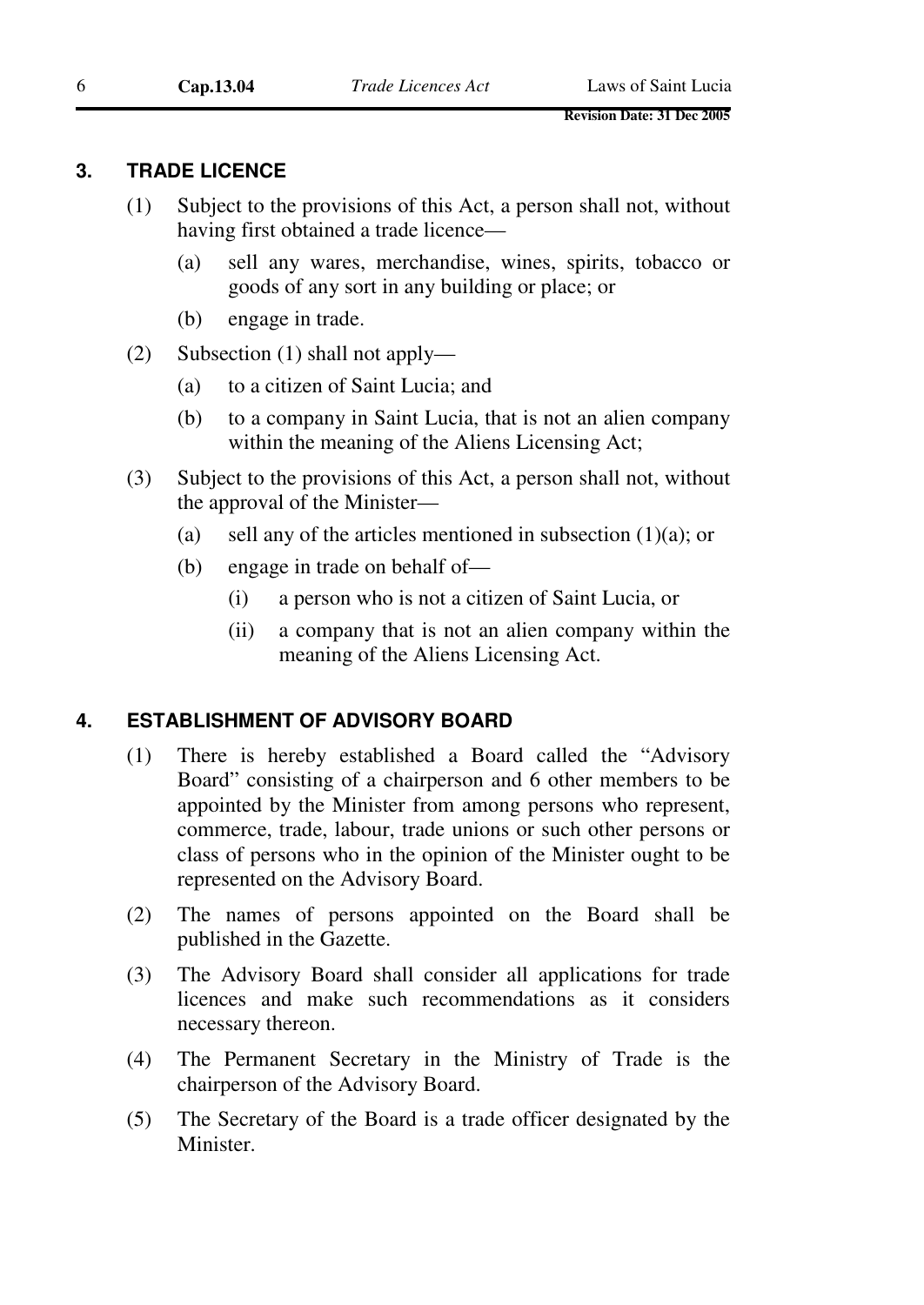## 3. TRADE LICENCE

(1) Subject to the provisions of this Act, a person shall not, without having first obtained a trade licence—

(a) sell any wares, merchandise, wines, spirits, tobacco or goods of any sort in any building or place; or

(b) engage in trade.

(2) Subsection (1) shall not apply—

(a) to a citizen of Saint Lucia; and

(b) to a company in Saint Lucia, that is not an alien company within the meaning of the Aliens Licensing Act;

(3) Subject to the provisions of this Act, a person shall not, without the approval of the Minister—

(a) sell any of the articles mentioned in subsection (1)(a); or

(b) engage in trade on behalf of—

(i) a person who is not a citizen of Saint Lucia, or

(ii) a company that is not an alien company within the meaning of the Aliens Licensing Act.

## 4. ESTABLISHMENT OF ADVISORY BOARD

(1) There is hereby established a Board called the "Advisory Board" consisting of a chairperson and 6 other members to be appointed by the Minister from among persons who represent, commerce, trade, labour, trade unions or such other persons or class of persons who in the opinion of the Minister ought to be represented on the Advisory Board.

(2) The names of persons appointed on the Board shall be published in the Gazette.

(3) The Advisory Board shall consider all applications for trade licences and make such recommendations as it considers necessary thereon.

(4) The Permanent Secretary in the Ministry of Trade is the chairperson of the Advisory Board.

(5) The Secretary of the Board is a trade officer designated by the Minister.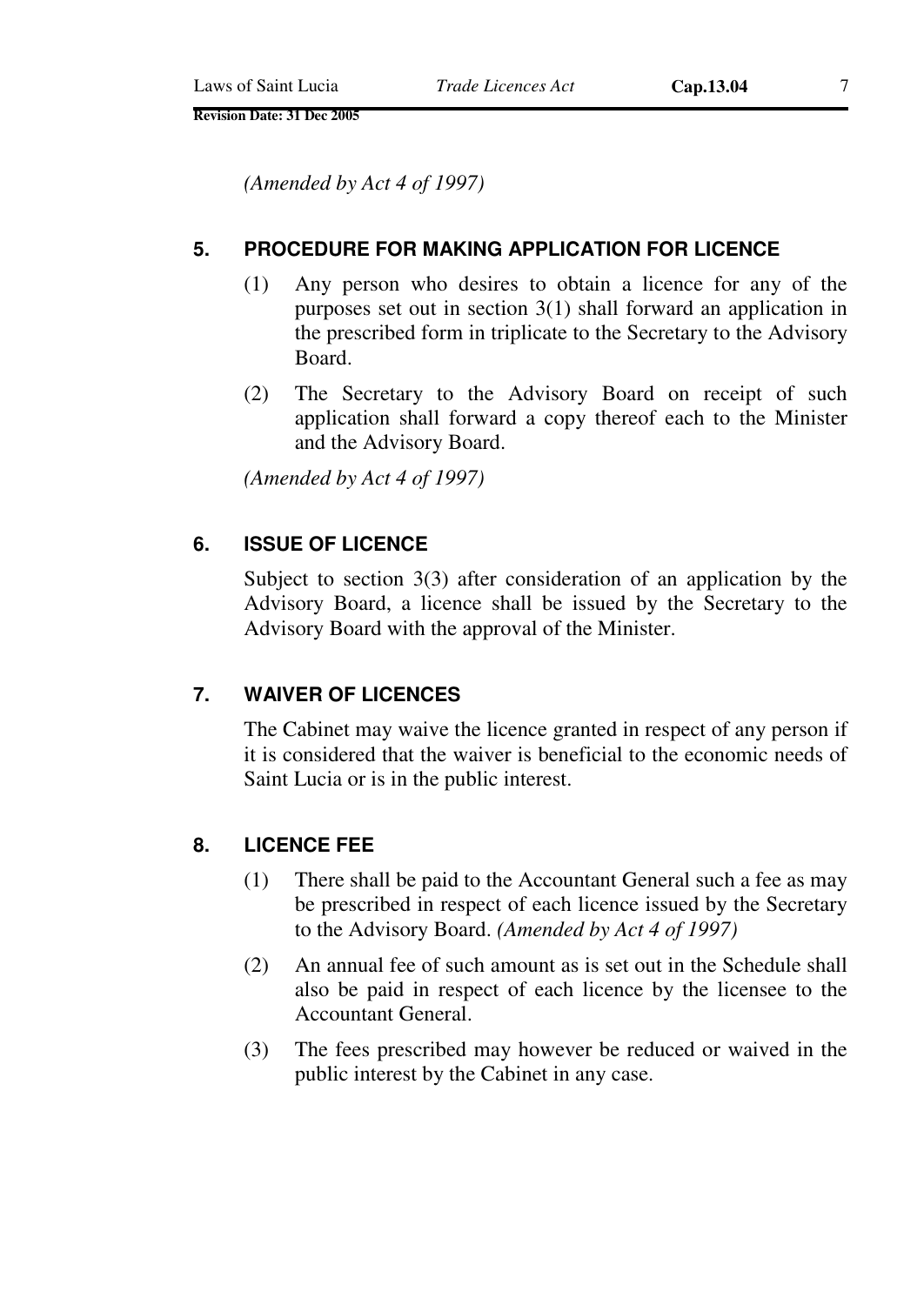*(Amended by Act 4 of 1997)*

## 5. PROCEDURE FOR MAKING APPLICATION FOR LICENCE

(1) Any person who desires to obtain a licence for any of the purposes set out in section 3(1) shall forward an application in the prescribed form in triplicate to the Secretary to the Advisory Board.

(2) The Secretary to the Advisory Board on receipt of such application shall forward a copy thereof each to the Minister and the Advisory Board.

*(Amended by Act 4 of 1997)*

## 6. ISSUE OF LICENCE

Subject to section 3(3) after consideration of an application by the Advisory Board, a licence shall be issued by the Secretary to the Advisory Board with the approval of the Minister.

## 7. WAIVER OF LICENCES

The Cabinet may waive the licence granted in respect of any person if it is considered that the waiver is beneficial to the economic needs of Saint Lucia or is in the public interest.

## 8. LICENCE FEE

(1) There shall be paid to the Accountant General such a fee as may be prescribed in respect of each licence issued by the Secretary to the Advisory Board. *(Amended by Act 4 of 1997)*

(2) An annual fee of such amount as is set out in the Schedule shall also be paid in respect of each licence by the licensee to the Accountant General.

(3) The fees prescribed may however be reduced or waived in the public interest by the Cabinet in any case.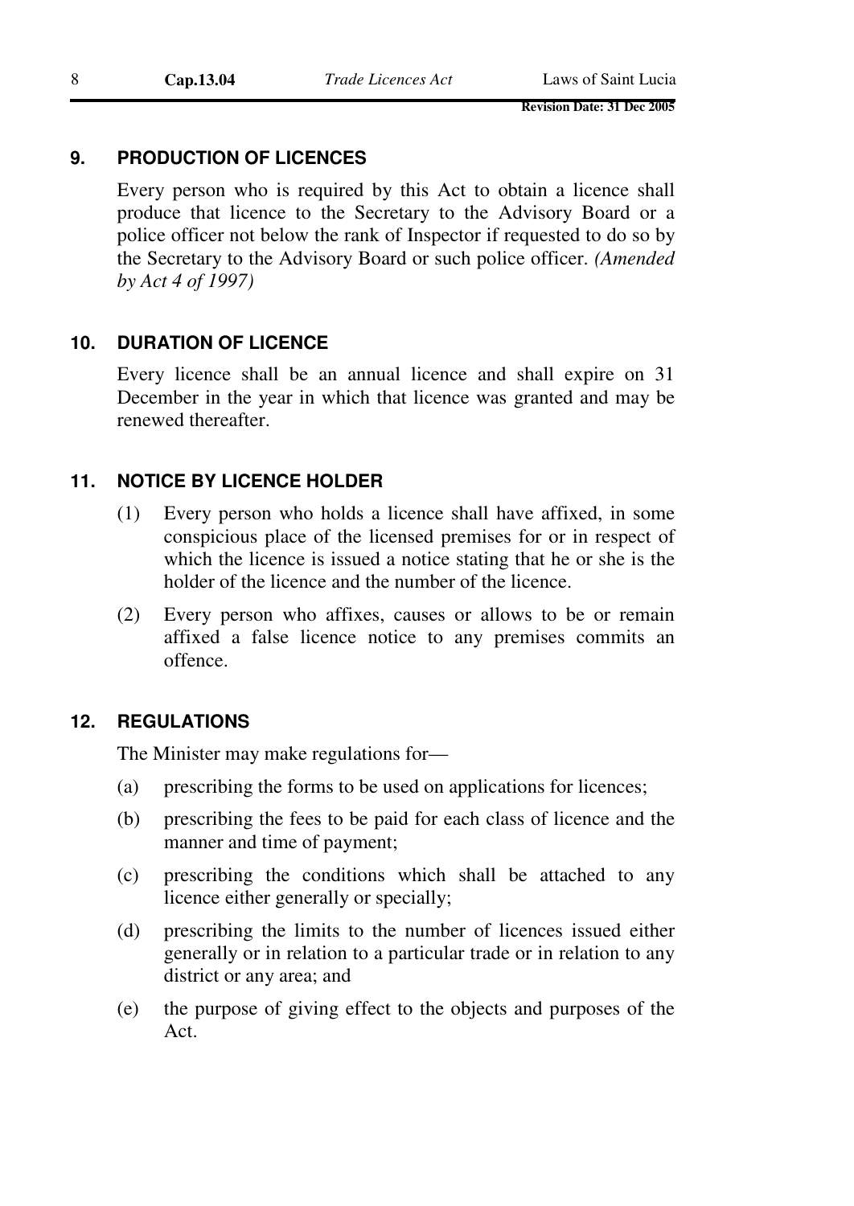## 9. PRODUCTION OF LICENCES

Every person who is required by this Act to obtain a licence shall produce that licence to the Secretary to the Advisory Board or a police officer not below the rank of Inspector if requested to do so by the Secretary to the Advisory Board or such police officer. *(Amended by Act 4 of 1997)*

## 10. DURATION OF LICENCE

Every licence shall be an annual licence and shall expire on 31 December in the year in which that licence was granted and may be renewed thereafter.

## 11. NOTICE BY LICENCE HOLDER

(1) Every person who holds a licence shall have affixed, in some conspicious place of the licensed premises for or in respect of which the licence is issued a notice stating that he or she is the holder of the licence and the number of the licence.

(2) Every person who affixes, causes or allows to be or remain affixed a false licence notice to any premises commits an offence.

## 12. REGULATIONS

The Minister may make regulations for—

(a) prescribing the forms to be used on applications for licences;

(b) prescribing the fees to be paid for each class of licence and the manner and time of payment;

(c) prescribing the conditions which shall be attached to any licence either generally or specially;

(d) prescribing the limits to the number of licences issued either generally or in relation to a particular trade or in relation to any district or any area; and

(e) the purpose of giving effect to the objects and purposes of the Act.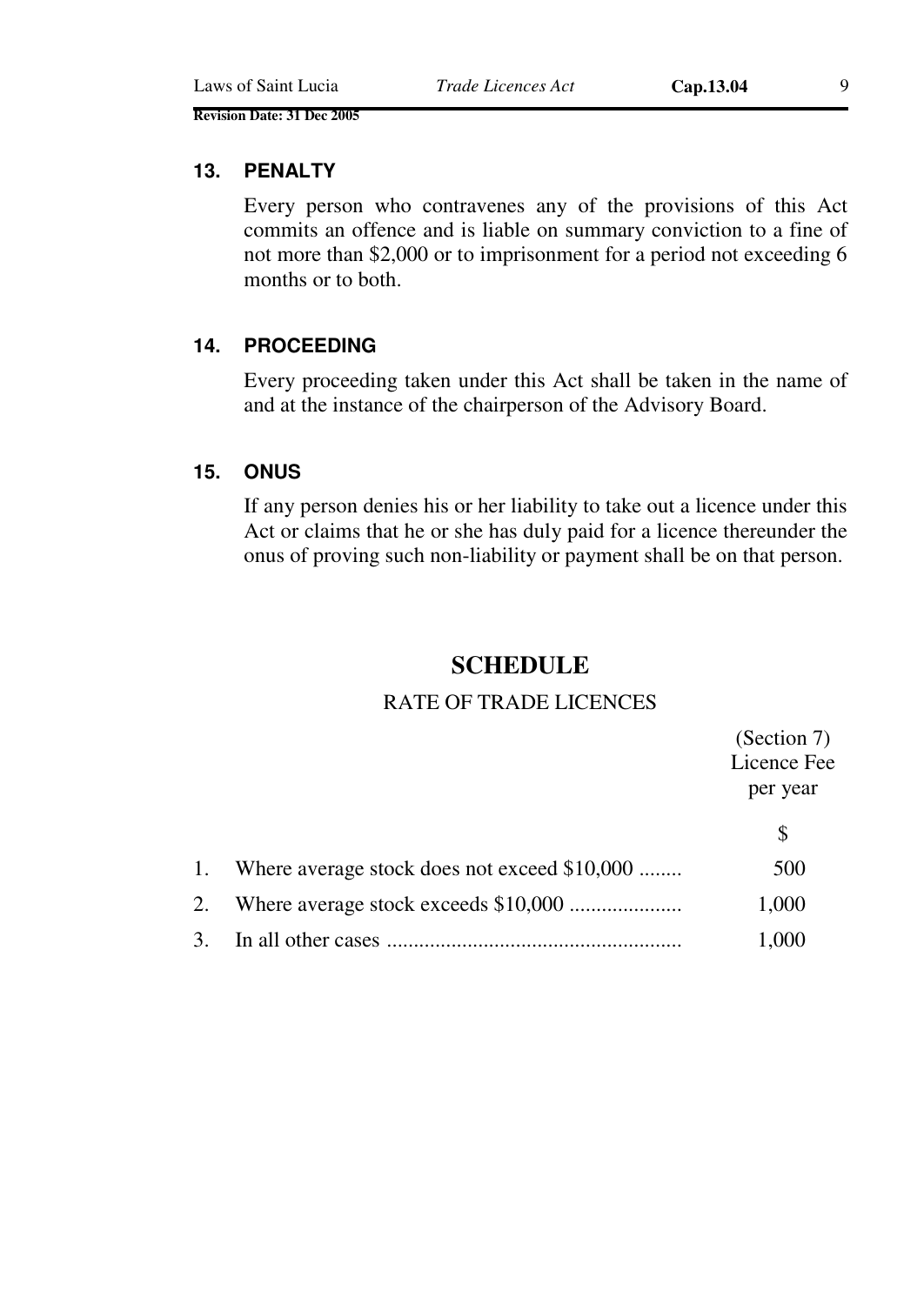### 13. PENALTY

Every person who contravenes any of the provisions of this Act commits an offence and is liable on summary conviction to a fine of not more than $2,000 or to imprisonment for a period not exceeding 6 months or to both.

### 14. PROCEEDING

Every proceeding taken under this Act shall be taken in the name of and at the instance of the chairperson of the Advisory Board.

### 15. ONUS

If any person denies his or her liability to take out a licence under this Act or claims that he or she has duly paid for a licence thereunder the onus of proving such non-liability or payment shall be on that person.

## SCHEDULE

RATE OF TRADE LICENCES

(Section 7)

| | | Licence Fee per year |
|---|---|---|
| | | $ |
| 1. | Where average stock does not exceed $10,000 ........ | 500 |
| 2. | Where average stock exceeds $10,000 ..................... | 1,000 |
| 3. | In all other cases ....................................................... | 1,000 |